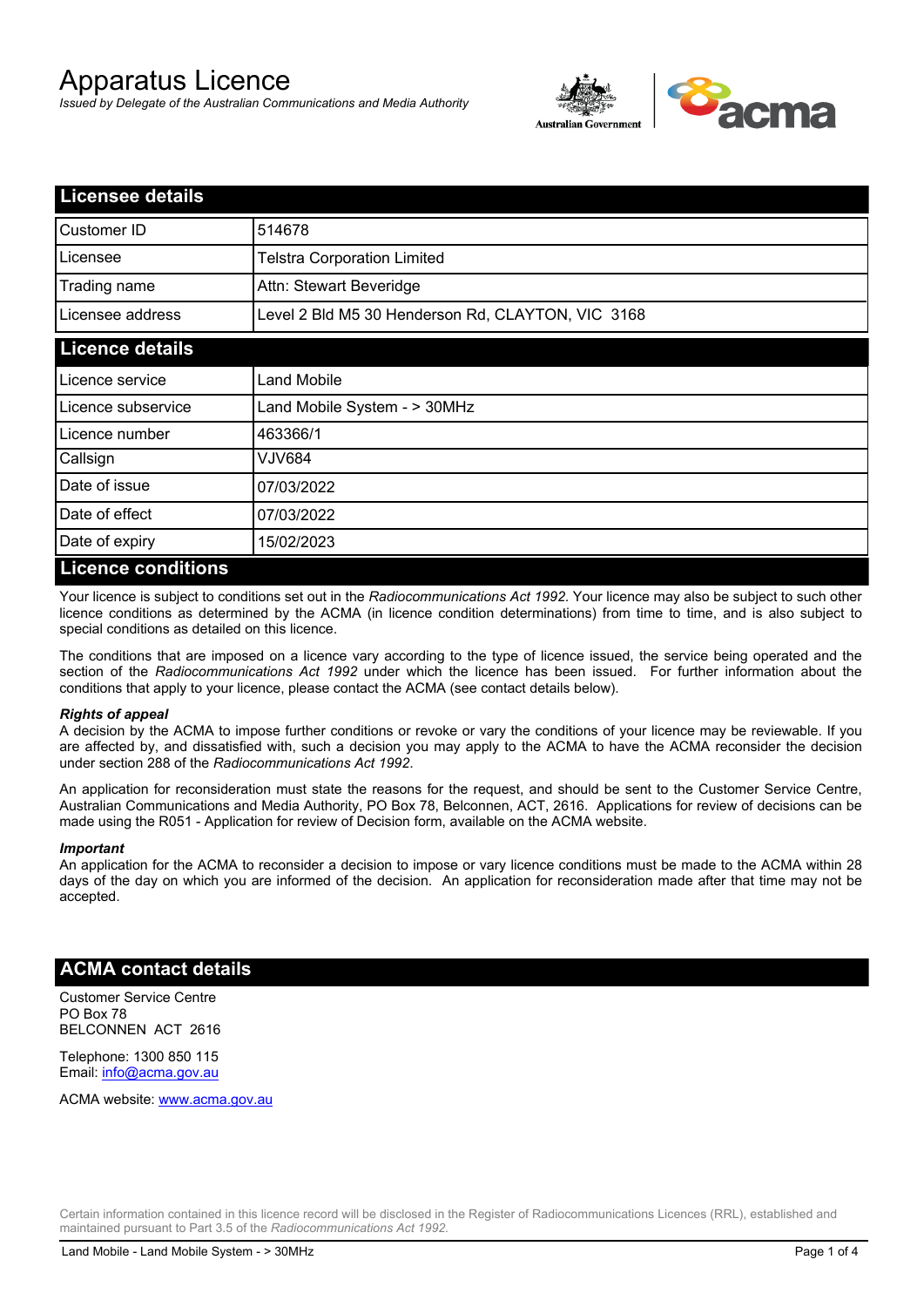# Apparatus Licence

*Issued by Delegate of the Australian Communications and Media Authority*

## Licensee details

| | |
|---|---|
| Customer ID | 514678 |
| Licensee | Telstra Corporation Limited |
| Trading name | Attn: Stewart Beveridge |
| Licensee address | Level 2 Bld M5 30 Henderson Rd, CLAYTON, VIC 3168 |

## Licence details

| | |
|---|---|
| Licence service | Land Mobile |
| Licence subservice | Land Mobile System - > 30MHz |
| Licence number | 463366/1 |
| Callsign | VJV684 |
| Date of issue | 07/03/2022 |
| Date of effect | 07/03/2022 |
| Date of expiry | 15/02/2023 |

## Licence conditions

Your licence is subject to conditions set out in the *Radiocommunications Act 1992*. Your licence may also be subject to such other licence conditions as determined by the ACMA (in licence condition determinations) from time to time, and is also subject to special conditions as detailed on this licence.

The conditions that are imposed on a licence vary according to the type of licence issued, the service being operated and the section of the *Radiocommunications Act 1992* under which the licence has been issued. For further information about the conditions that apply to your licence, please contact the ACMA (see contact details below).

***Rights of appeal***

A decision by the ACMA to impose further conditions or revoke or vary the conditions of your licence may be reviewable. If you are affected by, and dissatisfied with, such a decision you may apply to the ACMA to have the ACMA reconsider the decision under section 288 of the *Radiocommunications Act 1992*.

An application for reconsideration must state the reasons for the request, and should be sent to the Customer Service Centre, Australian Communications and Media Authority, PO Box 78, Belconnen, ACT, 2616. Applications for review of decisions can be made using the R051 - Application for review of Decision form, available on the ACMA website.

***Important***

An application for the ACMA to reconsider a decision to impose or vary licence conditions must be made to the ACMA within 28 days of the day on which you are informed of the decision. An application for reconsideration made after that time may not be accepted.

## ACMA contact details

Customer Service Centre
PO Box 78
BELCONNEN ACT 2616

Telephone: 1300 850 115
Email: info@acma.gov.au

ACMA website: www.acma.gov.au

Certain information contained in this licence record will be disclosed in the Register of Radiocommunications Licences (RRL), established and maintained pursuant to Part 3.5 of the *Radiocommunications Act 1992.*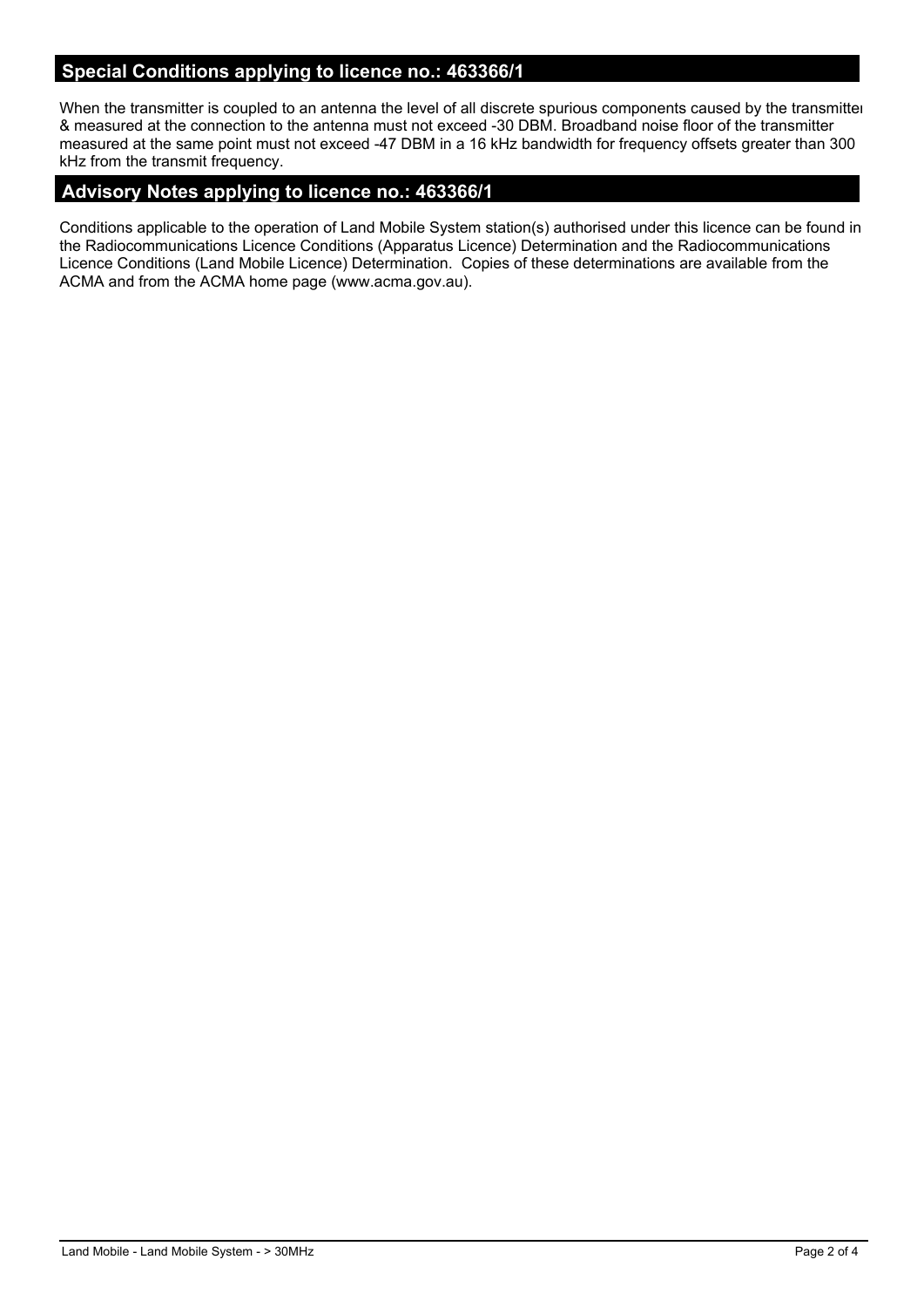## Special Conditions applying to licence no.: 463366/1

When the transmitter is coupled to an antenna the level of all discrete spurious components caused by the transmitter & measured at the connection to the antenna must not exceed -30 DBM. Broadband noise floor of the transmitter measured at the same point must not exceed -47 DBM in a 16 kHz bandwidth for frequency offsets greater than 300 kHz from the transmit frequency.

## Advisory Notes applying to licence no.: 463366/1

Conditions applicable to the operation of Land Mobile System station(s) authorised under this licence can be found in the Radiocommunications Licence Conditions (Apparatus Licence) Determination and the Radiocommunications Licence Conditions (Land Mobile Licence) Determination. Copies of these determinations are available from the ACMA and from the ACMA home page (www.acma.gov.au).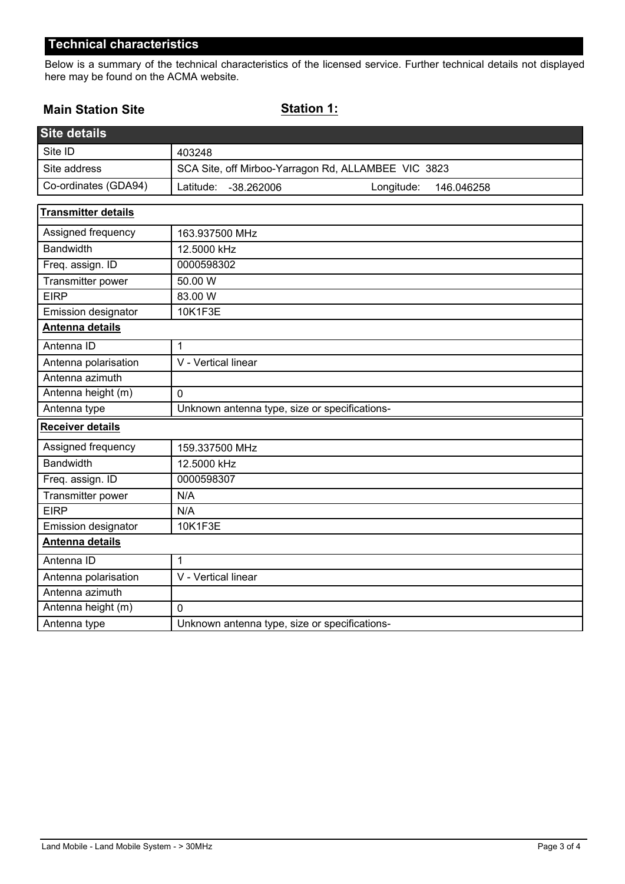## Technical characteristics

Below is a summary of the technical characteristics of the licensed service. Further technical details not displayed here may be found on the ACMA website.

**Main Station Site** **Station 1:**

| Site details | |
|---|---|
| Site ID | 403248 |
| Site address | SCA Site, off Mirboo-Yarragon Rd, ALLAMBEE VIC 3823 |
| Co-ordinates (GDA94) | Latitude: -38.262006 Longitude: 146.046258 |

| Transmitter details | |
|---|---|
| Assigned frequency | 163.937500 MHz |
| Bandwidth | 12.5000 kHz |
| Freq. assign. ID | 0000598302 |
| Transmitter power | 50.00 W |
| EIRP | 83.00 W |
| Emission designator | 10K1F3E |
| **Antenna details** | |
| Antenna ID | 1 |
| Antenna polarisation | V - Vertical linear |
| Antenna azimuth | |
| Antenna height (m) | 0 |
| Antenna type | Unknown antenna type, size or specifications- |

| Receiver details | |
|---|---|
| Assigned frequency | 159.337500 MHz |
| Bandwidth | 12.5000 kHz |
| Freq. assign. ID | 0000598307 |
| Transmitter power | N/A |
| EIRP | N/A |
| Emission designator | 10K1F3E |
| **Antenna details** | |
| Antenna ID | 1 |
| Antenna polarisation | V - Vertical linear |
| Antenna azimuth | |
| Antenna height (m) | 0 |
| Antenna type | Unknown antenna type, size or specifications- |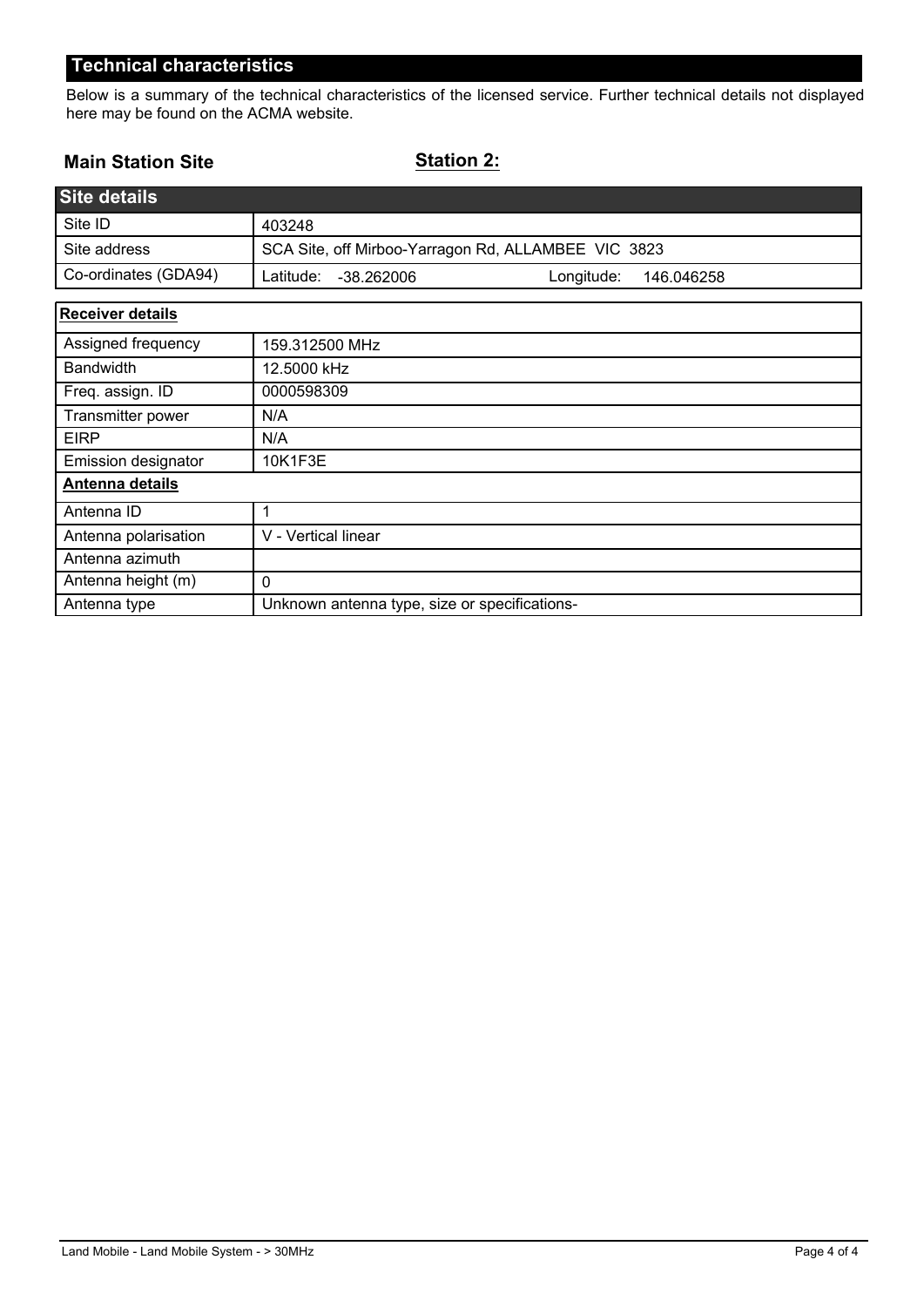## Technical characteristics

Below is a summary of the technical characteristics of the licensed service. Further technical details not displayed here may be found on the ACMA website.

**Main Station Site** **Station 2:**

| Site details | |
|---|---|
| Site ID | 403248 |
| Site address | SCA Site, off Mirboo-Yarragon Rd, ALLAMBEE VIC 3823 |
| Co-ordinates (GDA94) | Latitude: -38.262006 Longitude: 146.046258 |

| **Receiver details** | |
|---|---|
| Assigned frequency | 159.312500 MHz |
| Bandwidth | 12.5000 kHz |
| Freq. assign. ID | 0000598309 |
| Transmitter power | N/A |
| EIRP | N/A |
| Emission designator | 10K1F3E |
| **Antenna details** | |
| Antenna ID | 1 |
| Antenna polarisation | V - Vertical linear |
| Antenna azimuth | |
| Antenna height (m) | 0 |
| Antenna type | Unknown antenna type, size or specifications- |